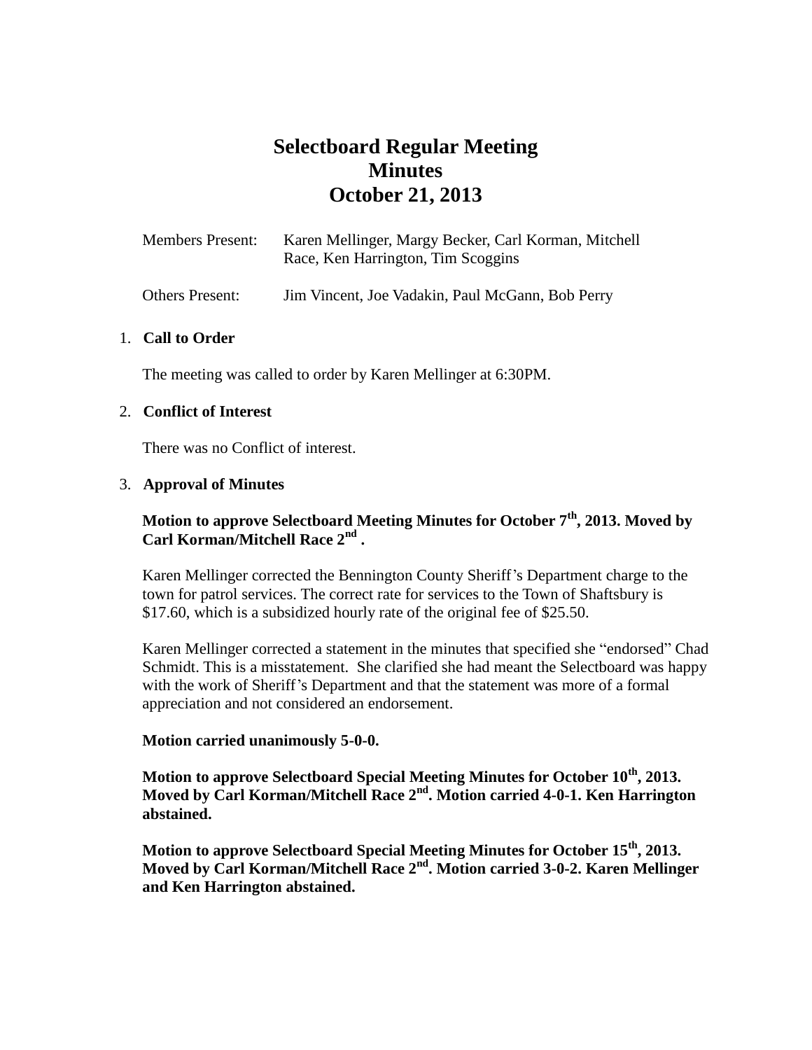# Selectboard Regular Meeting
# Minutes
# October 21, 2013

Members Present: Karen Mellinger, Margy Becker, Carl Korman, Mitchell Race, Ken Harrington, Tim Scoggins

Others Present: Jim Vincent, Joe Vadakin, Paul McGann, Bob Perry

1. **Call to Order**

   The meeting was called to order by Karen Mellinger at 6:30PM.

2. **Conflict of Interest**

   There was no Conflict of interest.

3. **Approval of Minutes**

   **Motion to approve Selectboard Meeting Minutes for October 7th, 2013. Moved by Carl Korman/Mitchell Race 2nd .**

   Karen Mellinger corrected the Bennington County Sheriff's Department charge to the town for patrol services. The correct rate for services to the Town of Shaftsbury is $17.60, which is a subsidized hourly rate of the original fee of $25.50.

   Karen Mellinger corrected a statement in the minutes that specified she "endorsed" Chad Schmidt. This is a misstatement. She clarified she had meant the Selectboard was happy with the work of Sheriff's Department and that the statement was more of a formal appreciation and not considered an endorsement.

   **Motion carried unanimously 5-0-0.**

   **Motion to approve Selectboard Special Meeting Minutes for October 10th, 2013. Moved by Carl Korman/Mitchell Race 2nd. Motion carried 4-0-1. Ken Harrington abstained.**

   **Motion to approve Selectboard Special Meeting Minutes for October 15th, 2013. Moved by Carl Korman/Mitchell Race 2nd. Motion carried 3-0-2. Karen Mellinger and Ken Harrington abstained.**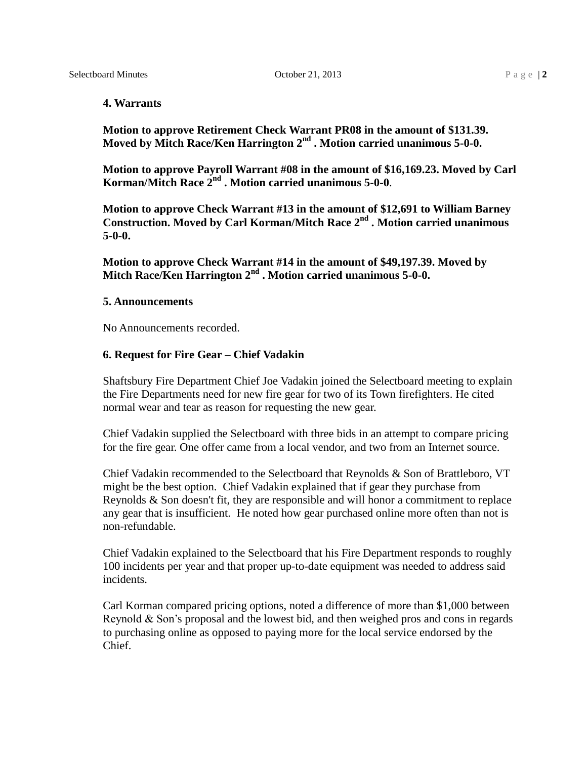**4. Warrants**

**Motion to approve Retirement Check Warrant PR08 in the amount of $131.39. Moved by Mitch Race/Ken Harrington 2nd . Motion carried unanimous 5-0-0.**

**Motion to approve Payroll Warrant #08 in the amount of $16,169.23. Moved by Carl Korman/Mitch Race 2nd . Motion carried unanimous 5-0-0**.

**Motion to approve Check Warrant #13 in the amount of $12,691 to William Barney Construction. Moved by Carl Korman/Mitch Race 2nd . Motion carried unanimous 5-0-0.**

**Motion to approve Check Warrant #14 in the amount of $49,197.39. Moved by Mitch Race/Ken Harrington 2nd . Motion carried unanimous 5-0-0.**

**5. Announcements**

No Announcements recorded.

**6. Request for Fire Gear – Chief Vadakin**

Shaftsbury Fire Department Chief Joe Vadakin joined the Selectboard meeting to explain the Fire Departments need for new fire gear for two of its Town firefighters. He cited normal wear and tear as reason for requesting the new gear.

Chief Vadakin supplied the Selectboard with three bids in an attempt to compare pricing for the fire gear. One offer came from a local vendor, and two from an Internet source.

Chief Vadakin recommended to the Selectboard that Reynolds & Son of Brattleboro, VT might be the best option. Chief Vadakin explained that if gear they purchase from Reynolds & Son doesn't fit, they are responsible and will honor a commitment to replace any gear that is insufficient. He noted how gear purchased online more often than not is non-refundable.

Chief Vadakin explained to the Selectboard that his Fire Department responds to roughly 100 incidents per year and that proper up-to-date equipment was needed to address said incidents.

Carl Korman compared pricing options, noted a difference of more than $1,000 between Reynold & Son's proposal and the lowest bid, and then weighed pros and cons in regards to purchasing online as opposed to paying more for the local service endorsed by the Chief.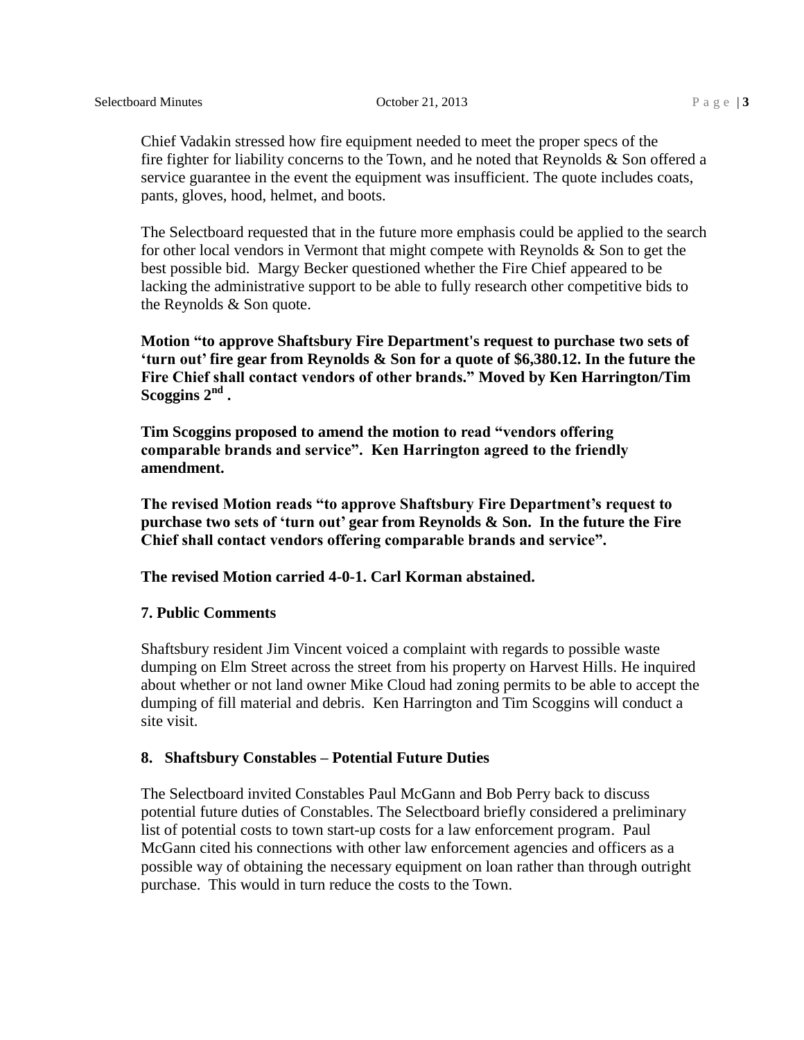Chief Vadakin stressed how fire equipment needed to meet the proper specs of the fire fighter for liability concerns to the Town, and he noted that Reynolds & Son offered a service guarantee in the event the equipment was insufficient. The quote includes coats, pants, gloves, hood, helmet, and boots.

The Selectboard requested that in the future more emphasis could be applied to the search for other local vendors in Vermont that might compete with Reynolds & Son to get the best possible bid. Margy Becker questioned whether the Fire Chief appeared to be lacking the administrative support to be able to fully research other competitive bids to the Reynolds & Son quote.

**Motion "to approve Shaftsbury Fire Department's request to purchase two sets of 'turn out' fire gear from Reynolds & Son for a quote of $6,380.12. In the future the Fire Chief shall contact vendors of other brands." Moved by Ken Harrington/Tim Scoggins 2nd .**

**Tim Scoggins proposed to amend the motion to read "vendors offering comparable brands and service". Ken Harrington agreed to the friendly amendment.**

**The revised Motion reads "to approve Shaftsbury Fire Department's request to purchase two sets of 'turn out' gear from Reynolds & Son. In the future the Fire Chief shall contact vendors offering comparable brands and service".**

**The revised Motion carried 4-0-1. Carl Korman abstained.**

**7. Public Comments**

Shaftsbury resident Jim Vincent voiced a complaint with regards to possible waste dumping on Elm Street across the street from his property on Harvest Hills. He inquired about whether or not land owner Mike Cloud had zoning permits to be able to accept the dumping of fill material and debris. Ken Harrington and Tim Scoggins will conduct a site visit.

**8. Shaftsbury Constables – Potential Future Duties**

The Selectboard invited Constables Paul McGann and Bob Perry back to discuss potential future duties of Constables. The Selectboard briefly considered a preliminary list of potential costs to town start-up costs for a law enforcement program. Paul McGann cited his connections with other law enforcement agencies and officers as a possible way of obtaining the necessary equipment on loan rather than through outright purchase. This would in turn reduce the costs to the Town.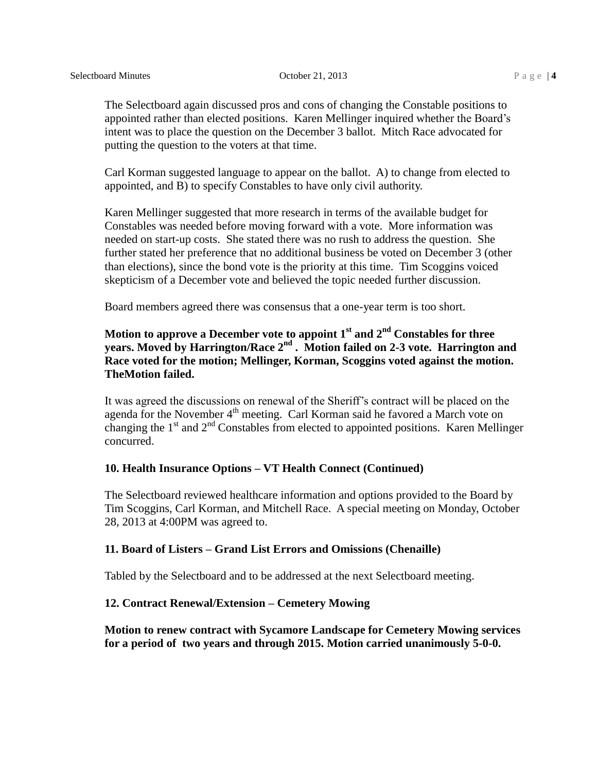The Selectboard again discussed pros and cons of changing the Constable positions to appointed rather than elected positions. Karen Mellinger inquired whether the Board's intent was to place the question on the December 3 ballot. Mitch Race advocated for putting the question to the voters at that time.

Carl Korman suggested language to appear on the ballot. A) to change from elected to appointed, and B) to specify Constables to have only civil authority.

Karen Mellinger suggested that more research in terms of the available budget for Constables was needed before moving forward with a vote. More information was needed on start-up costs. She stated there was no rush to address the question. She further stated her preference that no additional business be voted on December 3 (other than elections), since the bond vote is the priority at this time. Tim Scoggins voiced skepticism of a December vote and believed the topic needed further discussion.

Board members agreed there was consensus that a one-year term is too short.

**Motion to approve a December vote to appoint 1st and 2nd Constables for three years. Moved by Harrington/Race 2nd . Motion failed on 2-3 vote. Harrington and Race voted for the motion; Mellinger, Korman, Scoggins voted against the motion. TheMotion failed.**

It was agreed the discussions on renewal of the Sheriff's contract will be placed on the agenda for the November 4th meeting. Carl Korman said he favored a March vote on changing the 1st and 2nd Constables from elected to appointed positions. Karen Mellinger concurred.

**10. Health Insurance Options – VT Health Connect (Continued)**

The Selectboard reviewed healthcare information and options provided to the Board by Tim Scoggins, Carl Korman, and Mitchell Race. A special meeting on Monday, October 28, 2013 at 4:00PM was agreed to.

**11. Board of Listers – Grand List Errors and Omissions (Chenaille)**

Tabled by the Selectboard and to be addressed at the next Selectboard meeting.

**12. Contract Renewal/Extension – Cemetery Mowing**

**Motion to renew contract with Sycamore Landscape for Cemetery Mowing services for a period of two years and through 2015. Motion carried unanimously 5-0-0.**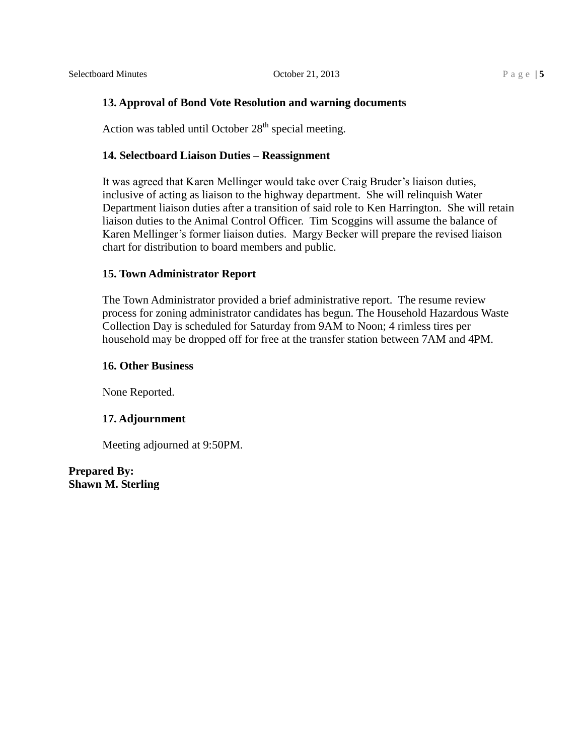**13. Approval of Bond Vote Resolution and warning documents**

Action was tabled until October 28th special meeting.

**14. Selectboard Liaison Duties – Reassignment**

It was agreed that Karen Mellinger would take over Craig Bruder's liaison duties, inclusive of acting as liaison to the highway department. She will relinquish Water Department liaison duties after a transition of said role to Ken Harrington. She will retain liaison duties to the Animal Control Officer. Tim Scoggins will assume the balance of Karen Mellinger's former liaison duties. Margy Becker will prepare the revised liaison chart for distribution to board members and public.

**15. Town Administrator Report**

The Town Administrator provided a brief administrative report. The resume review process for zoning administrator candidates has begun. The Household Hazardous Waste Collection Day is scheduled for Saturday from 9AM to Noon; 4 rimless tires per household may be dropped off for free at the transfer station between 7AM and 4PM.

**16. Other Business**

None Reported.

**17. Adjournment**

Meeting adjourned at 9:50PM.

**Prepared By:**
**Shawn M. Sterling**